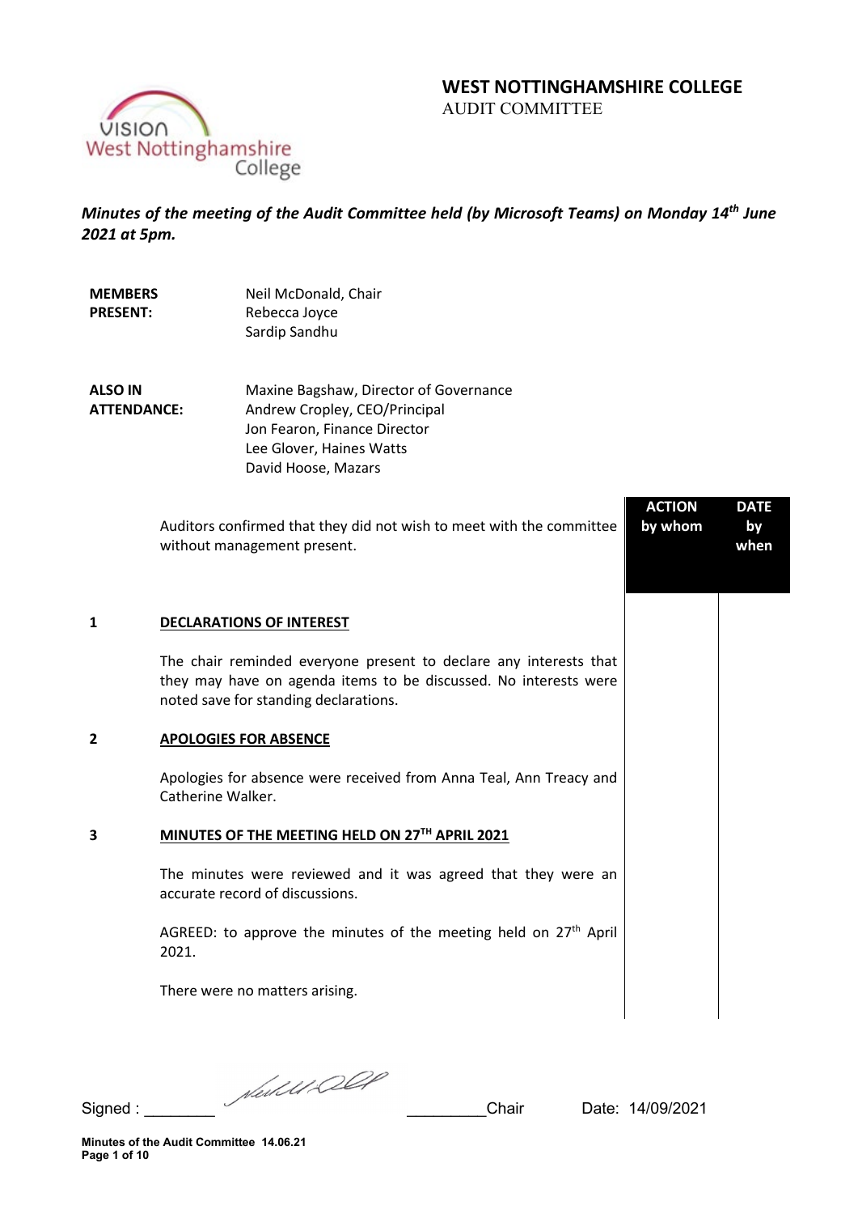# WEST NOTTINGHAMSHIRE COLLEGE

AUDIT COMMITTEE

***Minutes of the meeting of the Audit Committee held (by Microsoft Teams) on Monday 14th June 2021 at 5pm.***

**MEMBERS PRESENT:**
Neil McDonald, Chair
Rebecca Joyce
Sardip Sandhu

**ALSO IN ATTENDANCE:**
Maxine Bagshaw, Director of Governance
Andrew Cropley, CEO/Principal
Jon Fearon, Finance Director
Lee Glover, Haines Watts
David Hoose, Mazars

| | | ACTION by whom | DATE by when |
|---|---|---|---|
| | Auditors confirmed that they did not wish to meet with the committee without management present. | | |
| **1** | **DECLARATIONS OF INTEREST** | | |
| | The chair reminded everyone present to declare any interests that they may have on agenda items to be discussed. No interests were noted save for standing declarations. | | |
| **2** | **APOLOGIES FOR ABSENCE** | | |
| | Apologies for absence were received from Anna Teal, Ann Treacy and Catherine Walker. | | |
| **3** | **MINUTES OF THE MEETING HELD ON 27TH APRIL 2021** | | |
| | The minutes were reviewed and it was agreed that they were an accurate record of discussions. | | |
| | AGREED: to approve the minutes of the meeting held on 27th April 2021. | | |
| | There were no matters arising. | | |

Signed : ________ [signature] ________ Chair    Date: 14/09/2021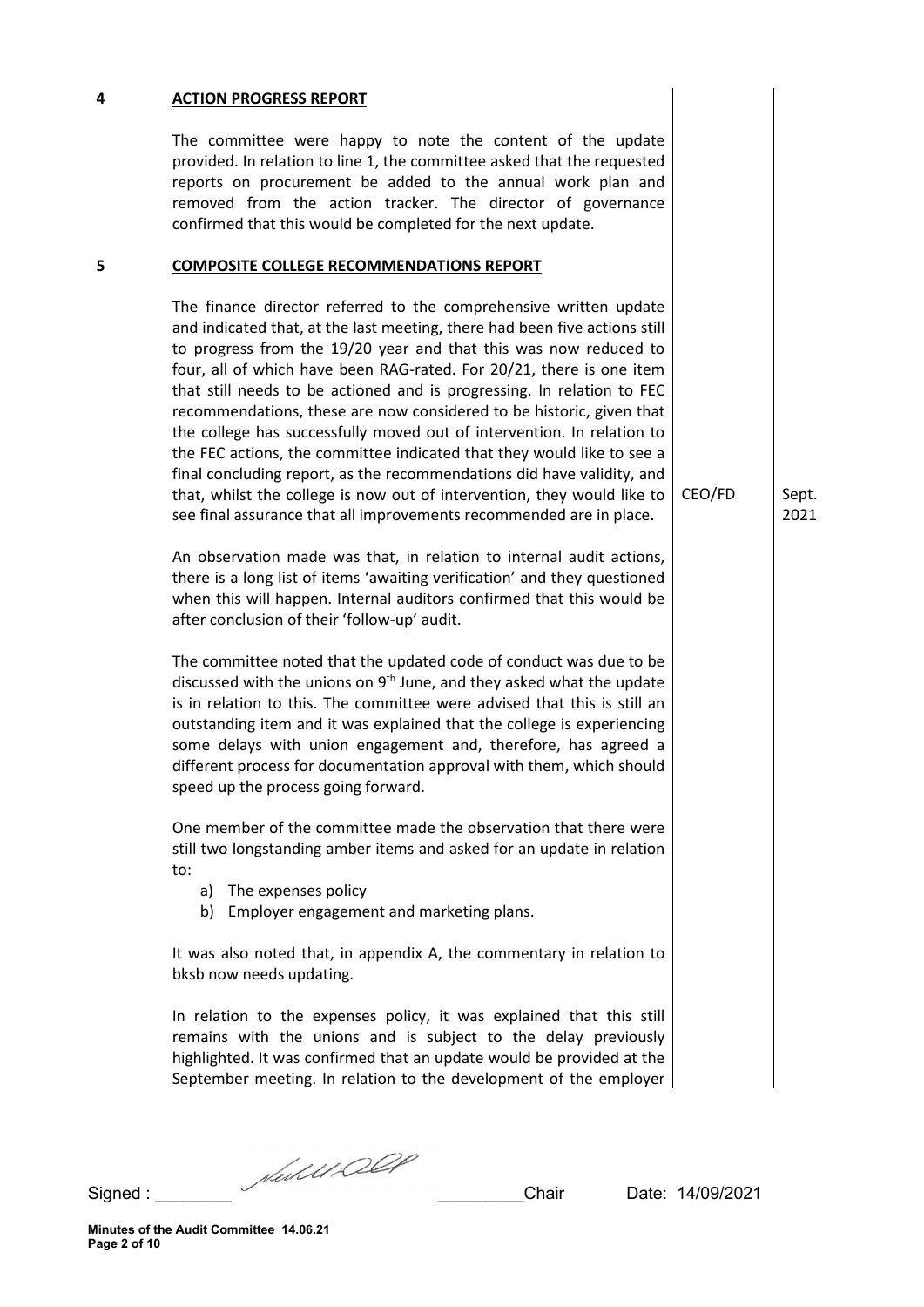## 4 ACTION PROGRESS REPORT

The committee were happy to note the content of the update provided. In relation to line 1, the committee asked that the requested reports on procurement be added to the annual work plan and removed from the action tracker. The director of governance confirmed that this would be completed for the next update.

## 5 COMPOSITE COLLEGE RECOMMENDATIONS REPORT

The finance director referred to the comprehensive written update and indicated that, at the last meeting, there had been five actions still to progress from the 19/20 year and that this was now reduced to four, all of which have been RAG-rated. For 20/21, there is one item that still needs to be actioned and is progressing. In relation to FEC recommendations, these are now considered to be historic, given that the college has successfully moved out of intervention. In relation to the FEC actions, the committee indicated that they would like to see a final concluding report, as the recommendations did have validity, and that, whilst the college is now out of intervention, they would like to see final assurance that all improvements recommended are in place. — **CEO/FD — Sept. 2021**

An observation made was that, in relation to internal audit actions, there is a long list of items 'awaiting verification' and they questioned when this will happen. Internal auditors confirmed that this would be after conclusion of their 'follow-up' audit.

The committee noted that the updated code of conduct was due to be discussed with the unions on 9th June, and they asked what the update is in relation to this. The committee were advised that this is still an outstanding item and it was explained that the college is experiencing some delays with union engagement and, therefore, has agreed a different process for documentation approval with them, which should speed up the process going forward.

One member of the committee made the observation that there were still two longstanding amber items and asked for an update in relation to:

a) The expenses policy
b) Employer engagement and marketing plans.

It was also noted that, in appendix A, the commentary in relation to bksb now needs updating.

In relation to the expenses policy, it was explained that this still remains with the unions and is subject to the delay previously highlighted. It was confirmed that an update would be provided at the September meeting. In relation to the development of the employer

Signed : ________ ________Chair Date: 14/09/2021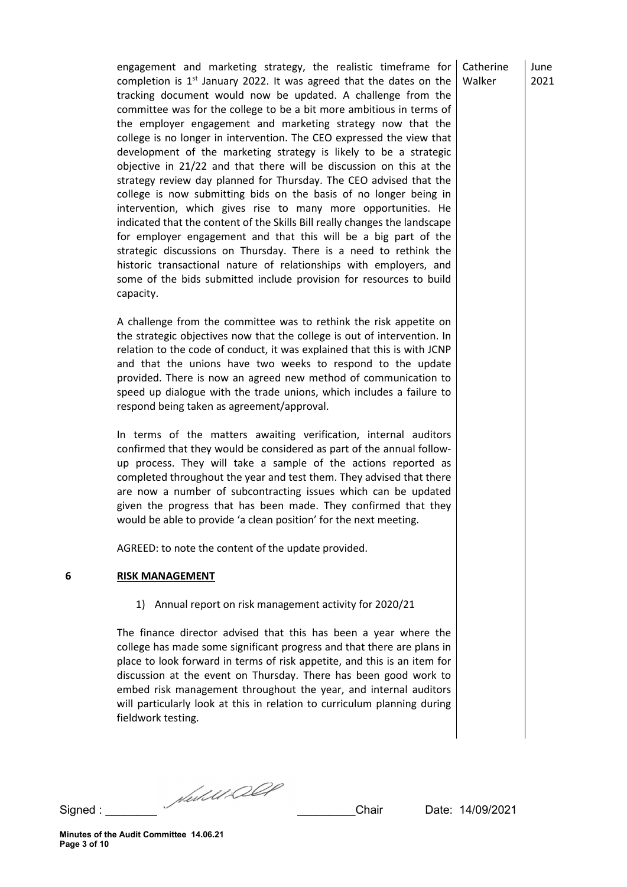| | | | |
|---|---|---|---|
| | engagement and marketing strategy, the realistic timeframe for completion is 1st January 2022. It was agreed that the dates on the tracking document would now be updated. A challenge from the committee was for the college to be a bit more ambitious in terms of the employer engagement and marketing strategy now that the college is no longer in intervention. The CEO expressed the view that development of the marketing strategy is likely to be a strategic objective in 21/22 and that there will be discussion on this at the strategy review day planned for Thursday. The CEO advised that the college is now submitting bids on the basis of no longer being in intervention, which gives rise to many more opportunities. He indicated that the content of the Skills Bill really changes the landscape for employer engagement and that this will be a big part of the strategic discussions on Thursday. There is a need to rethink the historic transactional nature of relationships with employers, and some of the bids submitted include provision for resources to build capacity.<br><br>A challenge from the committee was to rethink the risk appetite on the strategic objectives now that the college is out of intervention. In relation to the code of conduct, it was explained that this is with JCNP and that the unions have two weeks to respond to the update provided. There is now an agreed new method of communication to speed up dialogue with the trade unions, which includes a failure to respond being taken as agreement/approval.<br><br>In terms of the matters awaiting verification, internal auditors confirmed that they would be considered as part of the annual follow-up process. They will take a sample of the actions reported as completed throughout the year and test them. They advised that there are now a number of subcontracting issues which can be updated given the progress that has been made. They confirmed that they would be able to provide 'a clean position' for the next meeting.<br><br>AGREED: to note the content of the update provided. | Catherine Walker | June 2021 |
| **6** | **RISK MANAGEMENT**<br><br>1) Annual report on risk management activity for 2020/21<br><br>The finance director advised that this has been a year where the college has made some significant progress and that there are plans in place to look forward in terms of risk appetite, and this is an item for discussion at the event on Thursday. There has been good work to embed risk management throughout the year, and internal auditors will particularly look at this in relation to curriculum planning during fieldwork testing. | | |

Signed : ________ _________Chair Date: 14/09/2021

Minutes of the Audit Committee 14.06.21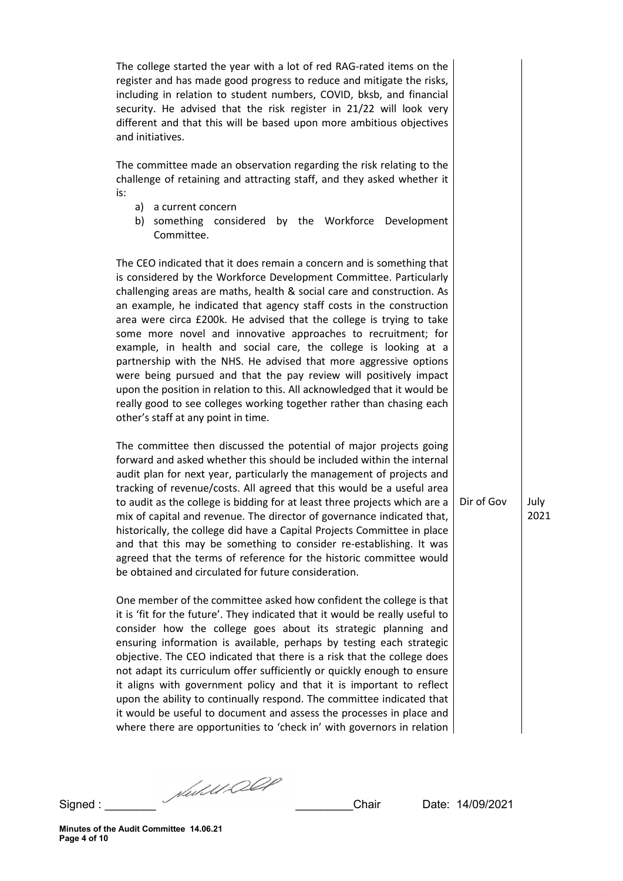The college started the year with a lot of red RAG-rated items on the register and has made good progress to reduce and mitigate the risks, including in relation to student numbers, COVID, bksb, and financial security. He advised that the risk register in 21/22 will look very different and that this will be based upon more ambitious objectives and initiatives.

The committee made an observation regarding the risk relating to the challenge of retaining and attracting staff, and they asked whether it is:

a) a current concern
b) something considered by the Workforce Development Committee.

The CEO indicated that it does remain a concern and is something that is considered by the Workforce Development Committee. Particularly challenging areas are maths, health & social care and construction. As an example, he indicated that agency staff costs in the construction area were circa £200k. He advised that the college is trying to take some more novel and innovative approaches to recruitment; for example, in health and social care, the college is looking at a partnership with the NHS. He advised that more aggressive options were being pursued and that the pay review will positively impact upon the position in relation to this. All acknowledged that it would be really good to see colleges working together rather than chasing each other's staff at any point in time.

The committee then discussed the potential of major projects going forward and asked whether this should be included within the internal audit plan for next year, particularly the management of projects and tracking of revenue/costs. All agreed that this would be a useful area to audit as the college is bidding for at least three projects which are a mix of capital and revenue. The director of governance indicated that, historically, the college did have a Capital Projects Committee in place and that this may be something to consider re-establishing. It was agreed that the terms of reference for the historic committee would be obtained and circulated for future consideration.

Dir of Gov — July 2021

One member of the committee asked how confident the college is that it is 'fit for the future'. They indicated that it would be really useful to consider how the college goes about its strategic planning and ensuring information is available, perhaps by testing each strategic objective. The CEO indicated that there is a risk that the college does not adapt its curriculum offer sufficiently or quickly enough to ensure it aligns with government policy and that it is important to reflect upon the ability to continually respond. The committee indicated that it would be useful to document and assess the processes in place and where there are opportunities to 'check in' with governors in relation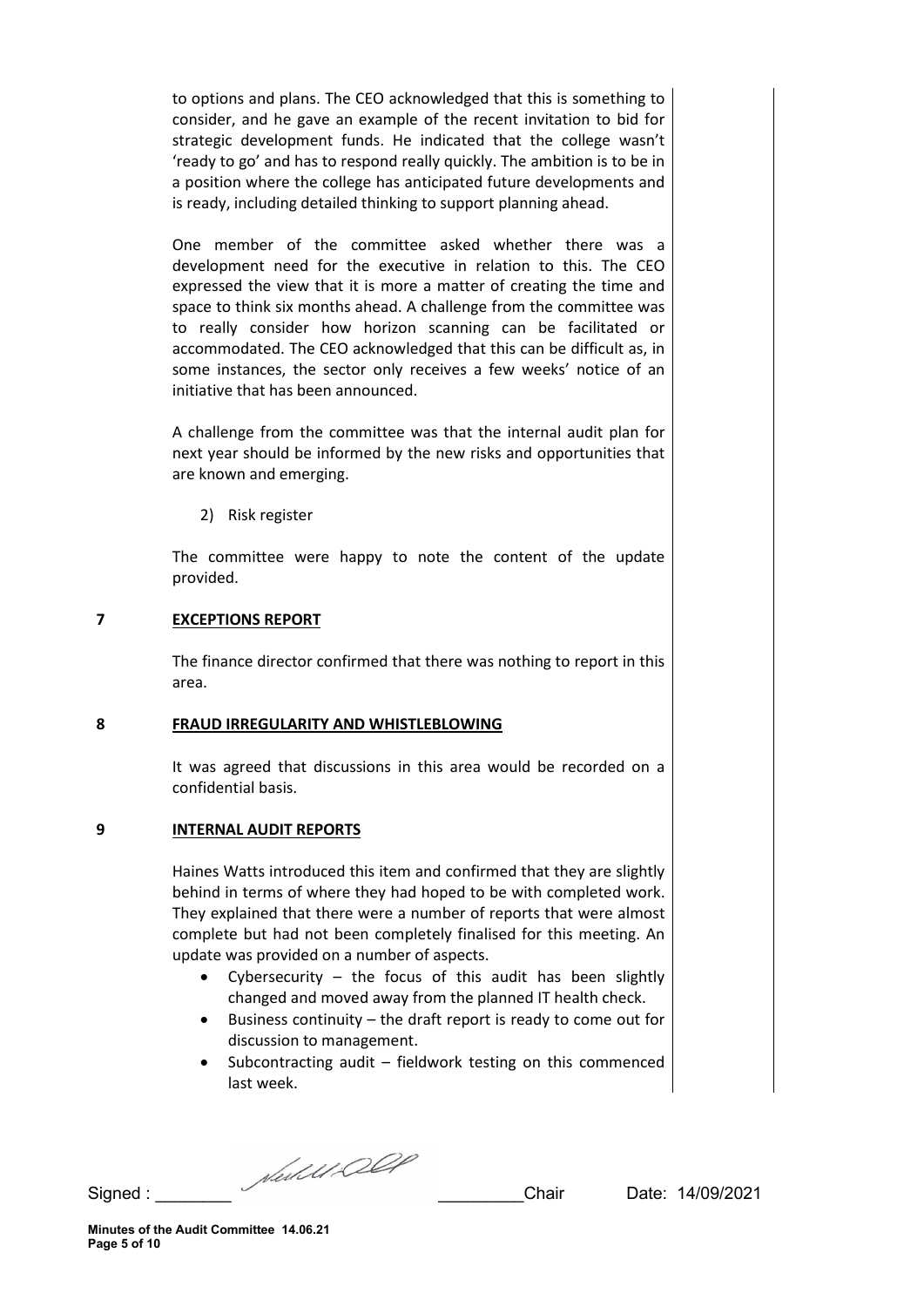to options and plans. The CEO acknowledged that this is something to consider, and he gave an example of the recent invitation to bid for strategic development funds. He indicated that the college wasn't 'ready to go' and has to respond really quickly. The ambition is to be in a position where the college has anticipated future developments and is ready, including detailed thinking to support planning ahead.

One member of the committee asked whether there was a development need for the executive in relation to this. The CEO expressed the view that it is more a matter of creating the time and space to think six months ahead. A challenge from the committee was to really consider how horizon scanning can be facilitated or accommodated. The CEO acknowledged that this can be difficult as, in some instances, the sector only receives a few weeks' notice of an initiative that has been announced.

A challenge from the committee was that the internal audit plan for next year should be informed by the new risks and opportunities that are known and emerging.

2) Risk register

The committee were happy to note the content of the update provided.

## 7 EXCEPTIONS REPORT

The finance director confirmed that there was nothing to report in this area.

## 8 FRAUD IRREGULARITY AND WHISTLEBLOWING

It was agreed that discussions in this area would be recorded on a confidential basis.

## 9 INTERNAL AUDIT REPORTS

Haines Watts introduced this item and confirmed that they are slightly behind in terms of where they had hoped to be with completed work. They explained that there were a number of reports that were almost complete but had not been completely finalised for this meeting. An update was provided on a number of aspects.

- Cybersecurity – the focus of this audit has been slightly changed and moved away from the planned IT health check.
- Business continuity – the draft report is ready to come out for discussion to management.
- Subcontracting audit – fieldwork testing on this commenced last week.

Signed : ________ ________Chair Date: 14/09/2021

**Minutes of the Audit Committee 14.06.21**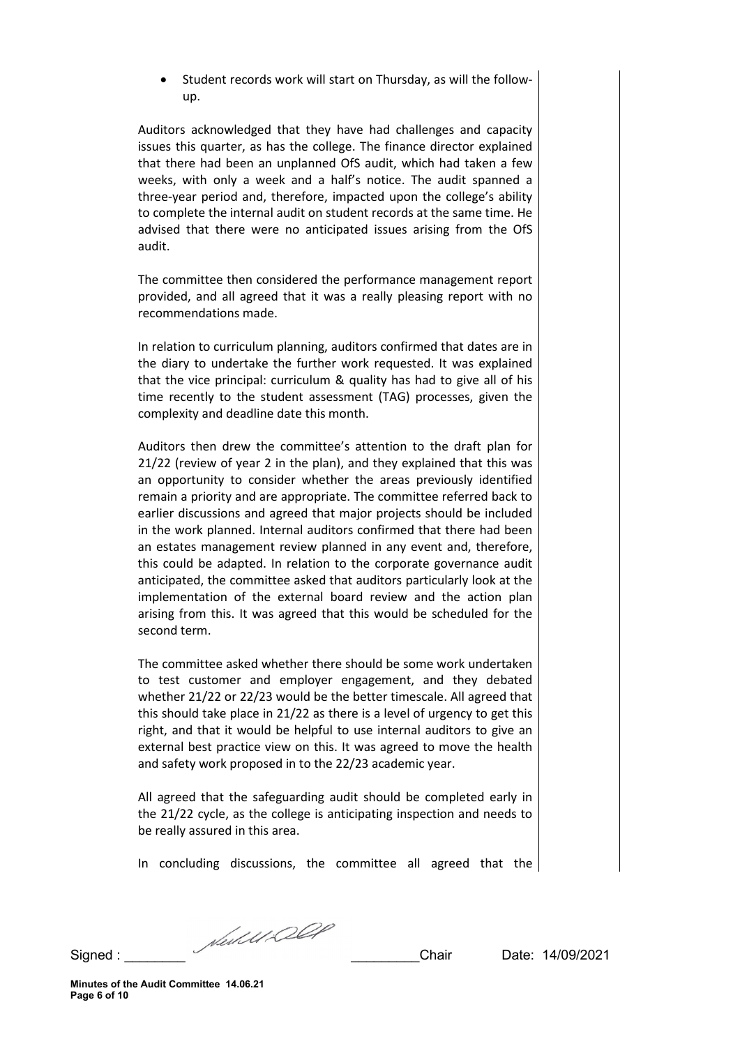- Student records work will start on Thursday, as will the follow-up.

Auditors acknowledged that they have had challenges and capacity issues this quarter, as has the college. The finance director explained that there had been an unplanned OfS audit, which had taken a few weeks, with only a week and a half's notice. The audit spanned a three-year period and, therefore, impacted upon the college's ability to complete the internal audit on student records at the same time. He advised that there were no anticipated issues arising from the OfS audit.

The committee then considered the performance management report provided, and all agreed that it was a really pleasing report with no recommendations made.

In relation to curriculum planning, auditors confirmed that dates are in the diary to undertake the further work requested. It was explained that the vice principal: curriculum & quality has had to give all of his time recently to the student assessment (TAG) processes, given the complexity and deadline date this month.

Auditors then drew the committee's attention to the draft plan for 21/22 (review of year 2 in the plan), and they explained that this was an opportunity to consider whether the areas previously identified remain a priority and are appropriate. The committee referred back to earlier discussions and agreed that major projects should be included in the work planned. Internal auditors confirmed that there had been an estates management review planned in any event and, therefore, this could be adapted. In relation to the corporate governance audit anticipated, the committee asked that auditors particularly look at the implementation of the external board review and the action plan arising from this. It was agreed that this would be scheduled for the second term.

The committee asked whether there should be some work undertaken to test customer and employer engagement, and they debated whether 21/22 or 22/23 would be the better timescale. All agreed that this should take place in 21/22 as there is a level of urgency to get this right, and that it would be helpful to use internal auditors to give an external best practice view on this. It was agreed to move the health and safety work proposed in to the 22/23 academic year.

All agreed that the safeguarding audit should be completed early in the 21/22 cycle, as the college is anticipating inspection and needs to be really assured in this area.

In concluding discussions, the committee all agreed that the

Signed : ________ ________Chair Date: 14/09/2021

**Minutes of the Audit Committee 14.06.21**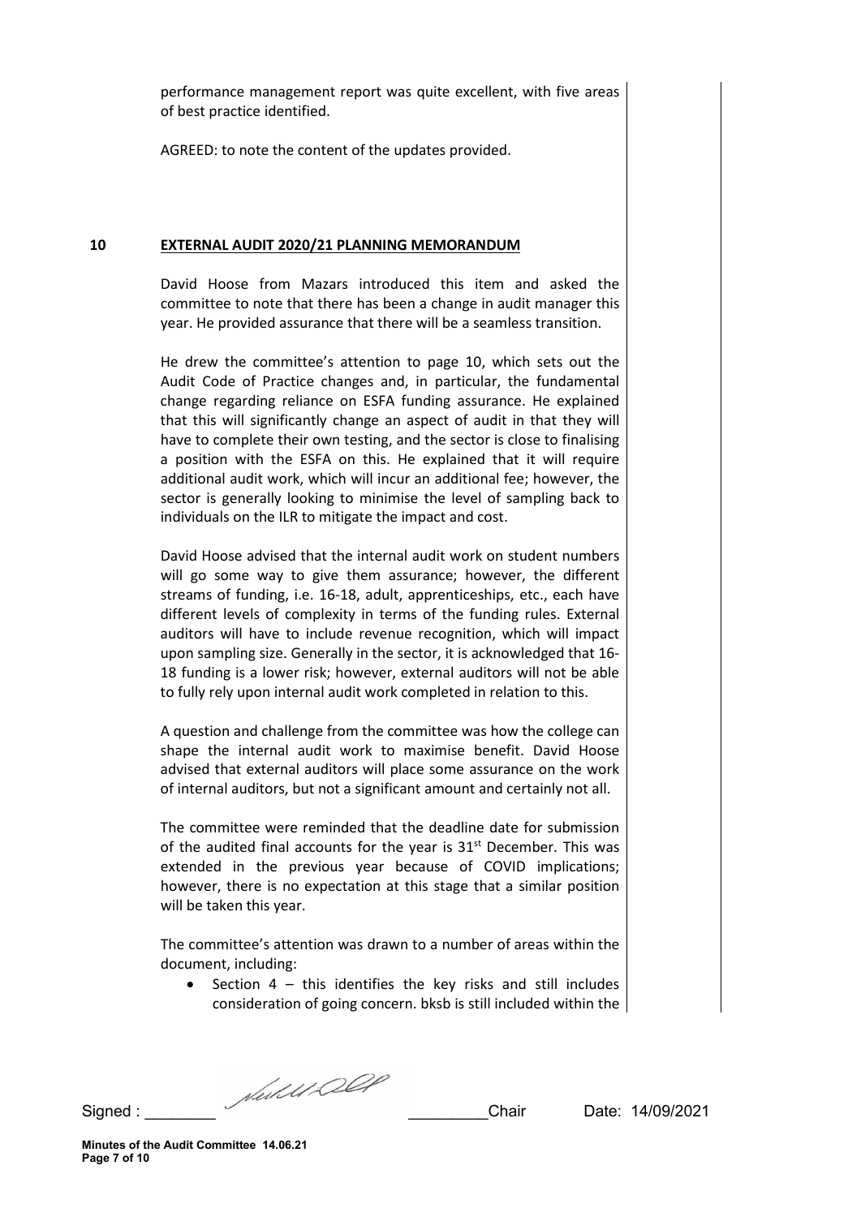performance management report was quite excellent, with five areas of best practice identified.

AGREED: to note the content of the updates provided.

## 10 EXTERNAL AUDIT 2020/21 PLANNING MEMORANDUM

David Hoose from Mazars introduced this item and asked the committee to note that there has been a change in audit manager this year. He provided assurance that there will be a seamless transition.

He drew the committee's attention to page 10, which sets out the Audit Code of Practice changes and, in particular, the fundamental change regarding reliance on ESFA funding assurance. He explained that this will significantly change an aspect of audit in that they will have to complete their own testing, and the sector is close to finalising a position with the ESFA on this. He explained that it will require additional audit work, which will incur an additional fee; however, the sector is generally looking to minimise the level of sampling back to individuals on the ILR to mitigate the impact and cost.

David Hoose advised that the internal audit work on student numbers will go some way to give them assurance; however, the different streams of funding, i.e. 16-18, adult, apprenticeships, etc., each have different levels of complexity in terms of the funding rules. External auditors will have to include revenue recognition, which will impact upon sampling size. Generally in the sector, it is acknowledged that 16-18 funding is a lower risk; however, external auditors will not be able to fully rely upon internal audit work completed in relation to this.

A question and challenge from the committee was how the college can shape the internal audit work to maximise benefit. David Hoose advised that external auditors will place some assurance on the work of internal auditors, but not a significant amount and certainly not all.

The committee were reminded that the deadline date for submission of the audited final accounts for the year is 31st December. This was extended in the previous year because of COVID implications; however, there is no expectation at this stage that a similar position will be taken this year.

The committee's attention was drawn to a number of areas within the document, including:

- Section 4 – this identifies the key risks and still includes consideration of going concern. bksb is still included within the

Signed : ________ Chair Date: 14/09/2021

Minutes of the Audit Committee 14.06.21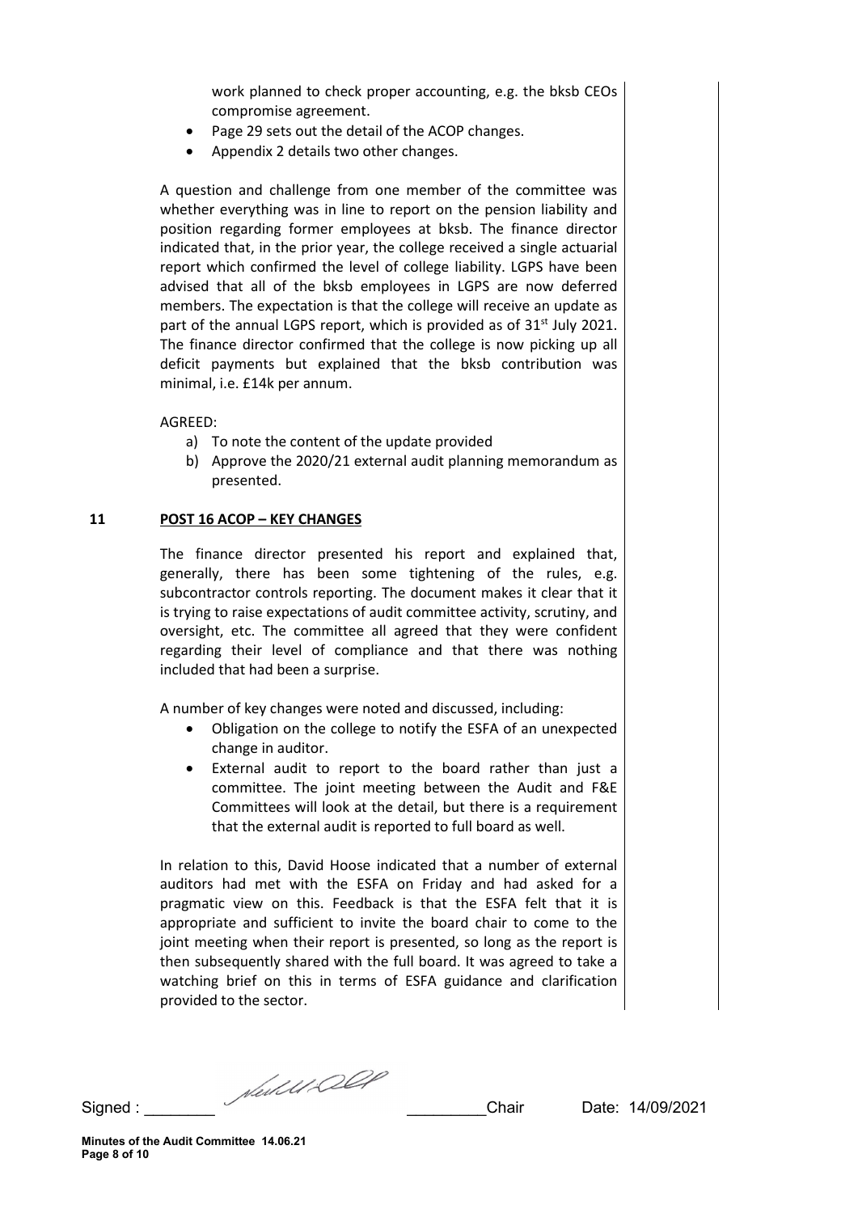work planned to check proper accounting, e.g. the bksb CEOs compromise agreement.

- Page 29 sets out the detail of the ACOP changes.
- Appendix 2 details two other changes.

A question and challenge from one member of the committee was whether everything was in line to report on the pension liability and position regarding former employees at bksb. The finance director indicated that, in the prior year, the college received a single actuarial report which confirmed the level of college liability. LGPS have been advised that all of the bksb employees in LGPS are now deferred members. The expectation is that the college will receive an update as part of the annual LGPS report, which is provided as of 31st July 2021. The finance director confirmed that the college is now picking up all deficit payments but explained that the bksb contribution was minimal, i.e. £14k per annum.

AGREED:

a) To note the content of the update provided
b) Approve the 2020/21 external audit planning memorandum as presented.

## 11 POST 16 ACOP – KEY CHANGES

The finance director presented his report and explained that, generally, there has been some tightening of the rules, e.g. subcontractor controls reporting. The document makes it clear that it is trying to raise expectations of audit committee activity, scrutiny, and oversight, etc. The committee all agreed that they were confident regarding their level of compliance and that there was nothing included that had been a surprise.

A number of key changes were noted and discussed, including:

- Obligation on the college to notify the ESFA of an unexpected change in auditor.
- External audit to report to the board rather than just a committee. The joint meeting between the Audit and F&E Committees will look at the detail, but there is a requirement that the external audit is reported to full board as well.

In relation to this, David Hoose indicated that a number of external auditors had met with the ESFA on Friday and had asked for a pragmatic view on this. Feedback is that the ESFA felt that it is appropriate and sufficient to invite the board chair to come to the joint meeting when their report is presented, so long as the report is then subsequently shared with the full board. It was agreed to take a watching brief on this in terms of ESFA guidance and clarification provided to the sector.

Signed : ________ ________Chair Date: 14/09/2021

Minutes of the Audit Committee 14.06.21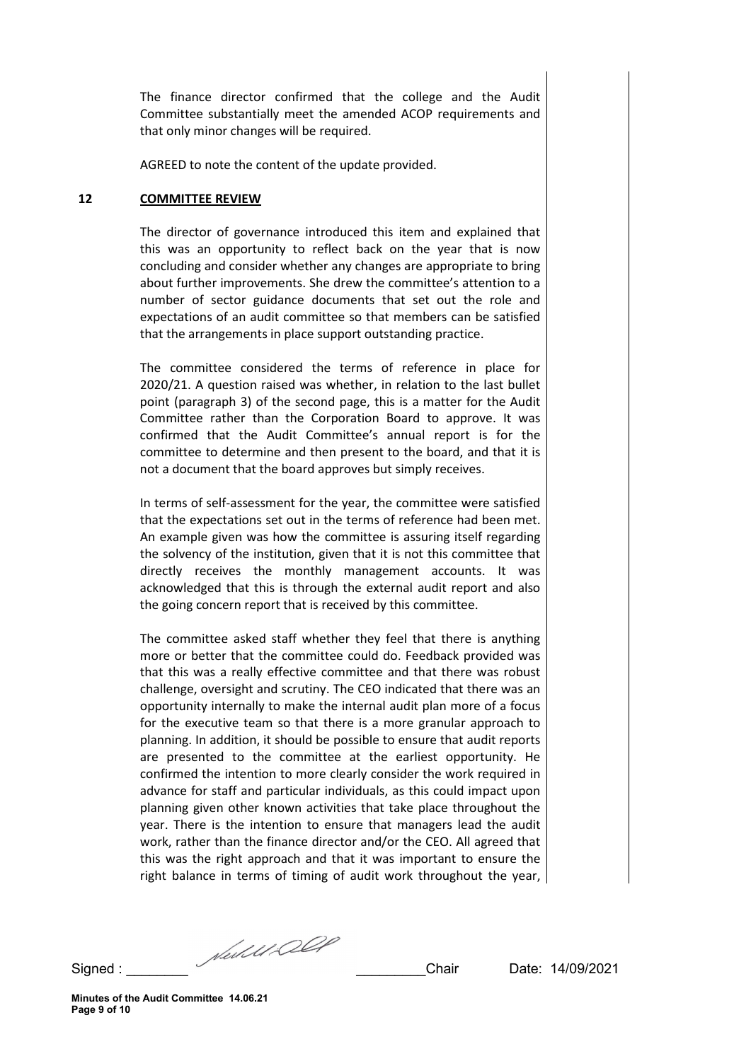The finance director confirmed that the college and the Audit Committee substantially meet the amended ACOP requirements and that only minor changes will be required.

AGREED to note the content of the update provided.

## 12 COMMITTEE REVIEW

The director of governance introduced this item and explained that this was an opportunity to reflect back on the year that is now concluding and consider whether any changes are appropriate to bring about further improvements. She drew the committee's attention to a number of sector guidance documents that set out the role and expectations of an audit committee so that members can be satisfied that the arrangements in place support outstanding practice.

The committee considered the terms of reference in place for 2020/21. A question raised was whether, in relation to the last bullet point (paragraph 3) of the second page, this is a matter for the Audit Committee rather than the Corporation Board to approve. It was confirmed that the Audit Committee's annual report is for the committee to determine and then present to the board, and that it is not a document that the board approves but simply receives.

In terms of self-assessment for the year, the committee were satisfied that the expectations set out in the terms of reference had been met. An example given was how the committee is assuring itself regarding the solvency of the institution, given that it is not this committee that directly receives the monthly management accounts. It was acknowledged that this is through the external audit report and also the going concern report that is received by this committee.

The committee asked staff whether they feel that there is anything more or better that the committee could do. Feedback provided was that this was a really effective committee and that there was robust challenge, oversight and scrutiny. The CEO indicated that there was an opportunity internally to make the internal audit plan more of a focus for the executive team so that there is a more granular approach to planning. In addition, it should be possible to ensure that audit reports are presented to the committee at the earliest opportunity. He confirmed the intention to more clearly consider the work required in advance for staff and particular individuals, as this could impact upon planning given other known activities that take place throughout the year. There is the intention to ensure that managers lead the audit work, rather than the finance director and/or the CEO. All agreed that this was the right approach and that it was important to ensure the right balance in terms of timing of audit work throughout the year,

Signed : ________ ________Chair Date: 14/09/2021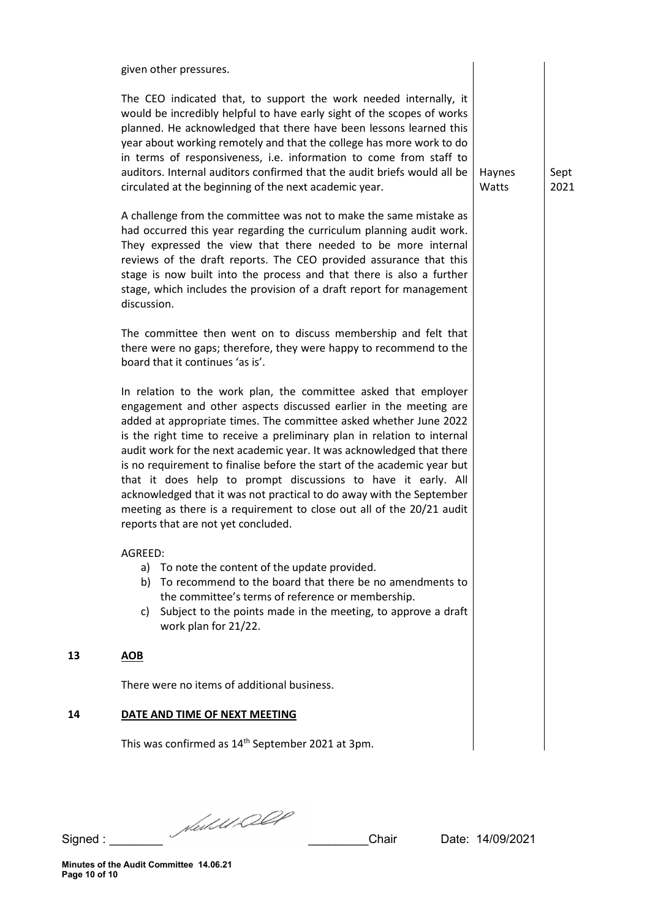given other pressures.

The CEO indicated that, to support the work needed internally, it would be incredibly helpful to have early sight of the scopes of works planned. He acknowledged that there have been lessons learned this year about working remotely and that the college has more work to do in terms of responsiveness, i.e. information to come from staff to auditors. Internal auditors confirmed that the audit briefs would all be circulated at the beginning of the next academic year. **Haynes Watts — Sept 2021**

A challenge from the committee was not to make the same mistake as had occurred this year regarding the curriculum planning audit work. They expressed the view that there needed to be more internal reviews of the draft reports. The CEO provided assurance that this stage is now built into the process and that there is also a further stage, which includes the provision of a draft report for management discussion.

The committee then went on to discuss membership and felt that there were no gaps; therefore, they were happy to recommend to the board that it continues 'as is'.

In relation to the work plan, the committee asked that employer engagement and other aspects discussed earlier in the meeting are added at appropriate times. The committee asked whether June 2022 is the right time to receive a preliminary plan in relation to internal audit work for the next academic year. It was acknowledged that there is no requirement to finalise before the start of the academic year but that it does help to prompt discussions to have it early. All acknowledged that it was not practical to do away with the September meeting as there is a requirement to close out all of the 20/21 audit reports that are not yet concluded.

AGREED:

a) To note the content of the update provided.
b) To recommend to the board that there be no amendments to the committee's terms of reference or membership.
c) Subject to the points made in the meeting, to approve a draft work plan for 21/22.

## 13 AOB

There were no items of additional business.

## 14 DATE AND TIME OF NEXT MEETING

This was confirmed as 14th September 2021 at 3pm.

Signed : ________ [signature] _________Chair Date: 14/09/2021

Minutes of the Audit Committee 14.06.21